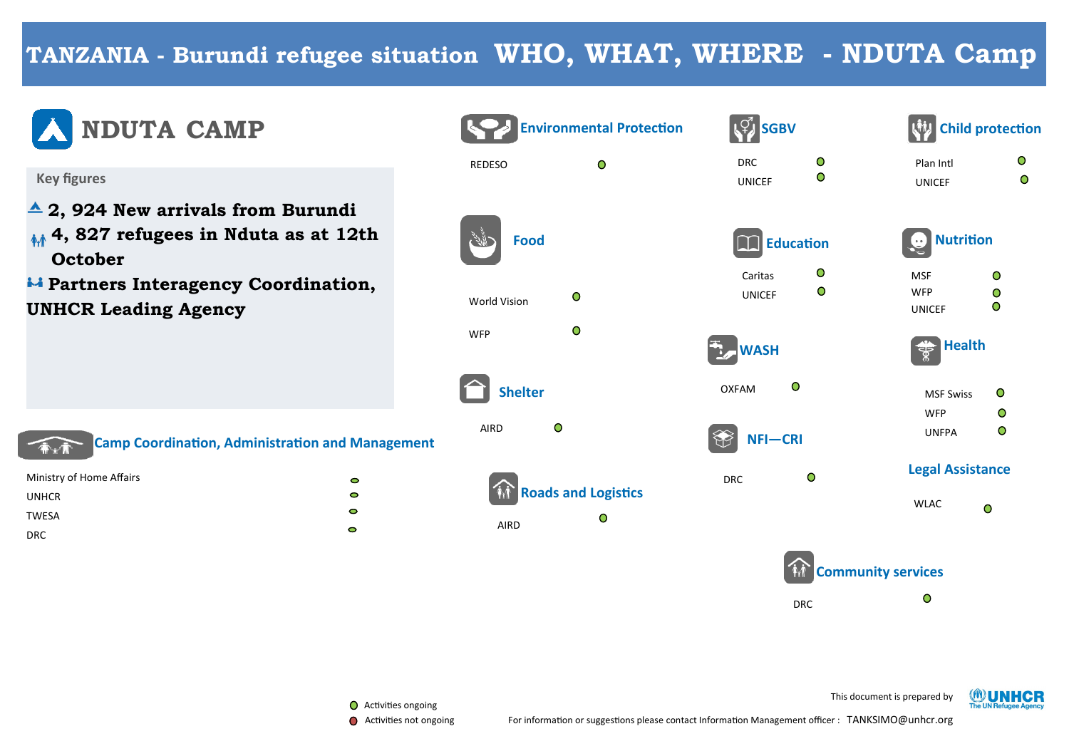# TANZANIA - Burundi refugee situation WHO, WHAT, WHERE - NDUTA Camp

## NDUTA CAMP

### Key figures

**2, 924 New arrivals from Burundi**

**4, 827 refugees in Nduta as at 12th October**

**Partners Interagency Coordination, UNHCR Leading Agency**

### Camp Coordination, Administration and Management

- Ministry of Home Affairs
- UNHCR
- TWESA
- DRC

### Environmental Protection

- REDESO

### Food

- World Vision
- WFP

### Shelter

- AIRD

### Roads and Logistics

- AIRD

### SGBV

- DRC
- UNICEF

### Education

- Caritas
- UNICEF

### WASH

- OXFAM

### NFI—CRI

- DRC

### Child protection

- Plan Intl
- UNICEF

### Nutrition

- MSF
- WFP
- UNICEF

### Health

- MSF Swiss
- WFP
- UNFPA

### Legal Assistance

- WLAC

### Community services

- DRC

Activities ongoing

Activities not ongoing

This document is prepared by UNHCR The UN Refugee Agency

For information or suggestions please contact Information Management officer : TANKSIMO@unhcr.org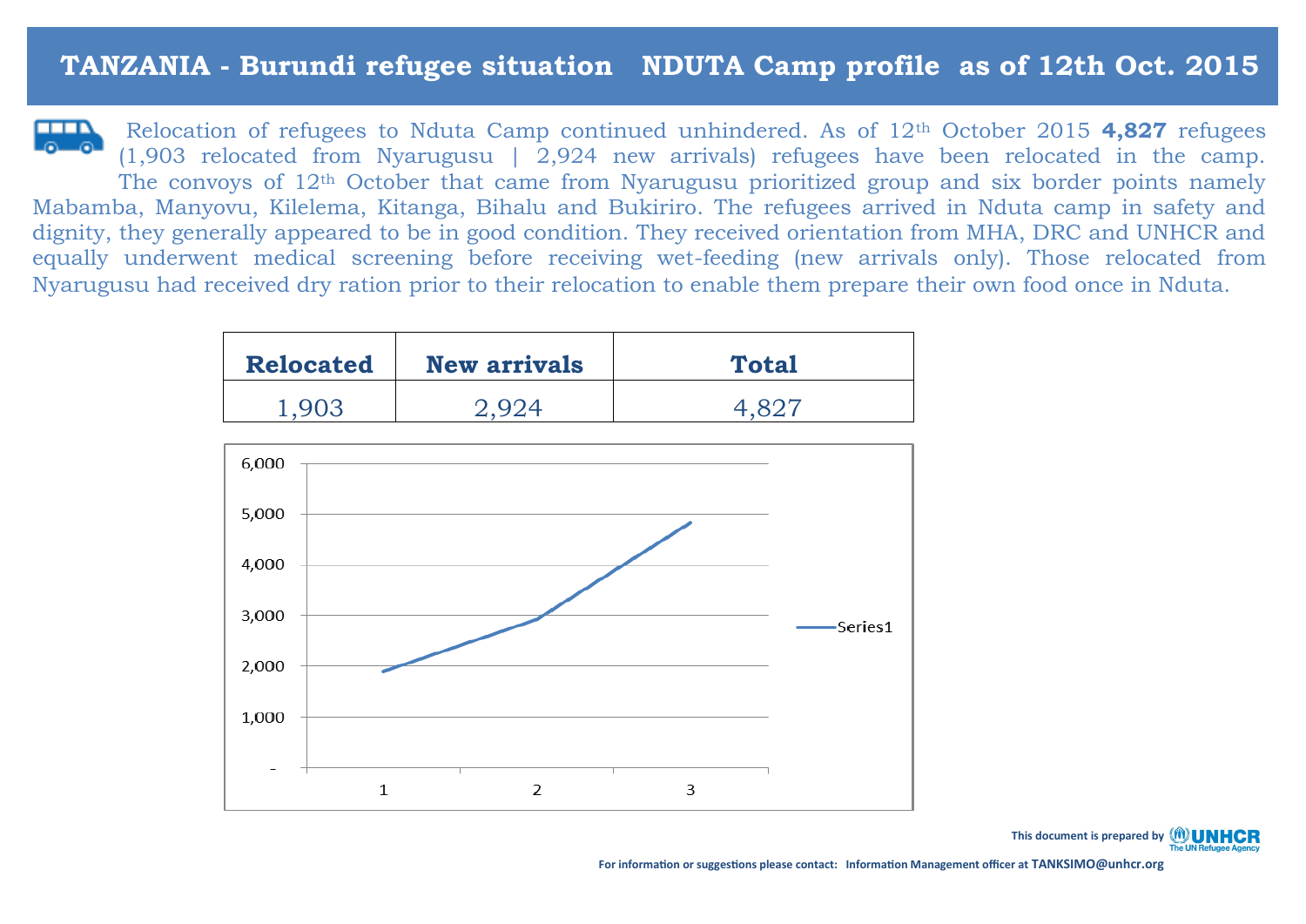# TANZANIA - Burundi refugee situation NDUTA Camp profile as of 12th Oct. 2015

Relocation of refugees to Nduta Camp continued unhindered. As of 12th October 2015 **4,827** refugees (1,903 relocated from Nyarugusu | 2,924 new arrivals) refugees have been relocated in the camp. The convoys of 12th October that came from Nyarugusu prioritized group and six border points namely Mabamba, Manyovu, Kilelema, Kitanga, Bihalu and Bukiriro. The refugees arrived in Nduta camp in safety and dignity, they generally appeared to be in good condition. They received orientation from MHA, DRC and UNHCR and equally underwent medical screening before receiving wet-feeding (new arrivals only). Those relocated from Nyarugusu had received dry ration prior to their relocation to enable them prepare their own food once in Nduta.

| Relocated | New arrivals | Total |
|---|---|---|
| 1,903 | 2,924 | 4,827 |

6,000
5,000
4,000
3,000
2,000
1,000
-
1
2
3
Series1

This document is prepared by UNHCR The UN Refugee Agency

For information or suggestions please contact: Information Management officer at TANKSIMO@unhcr.org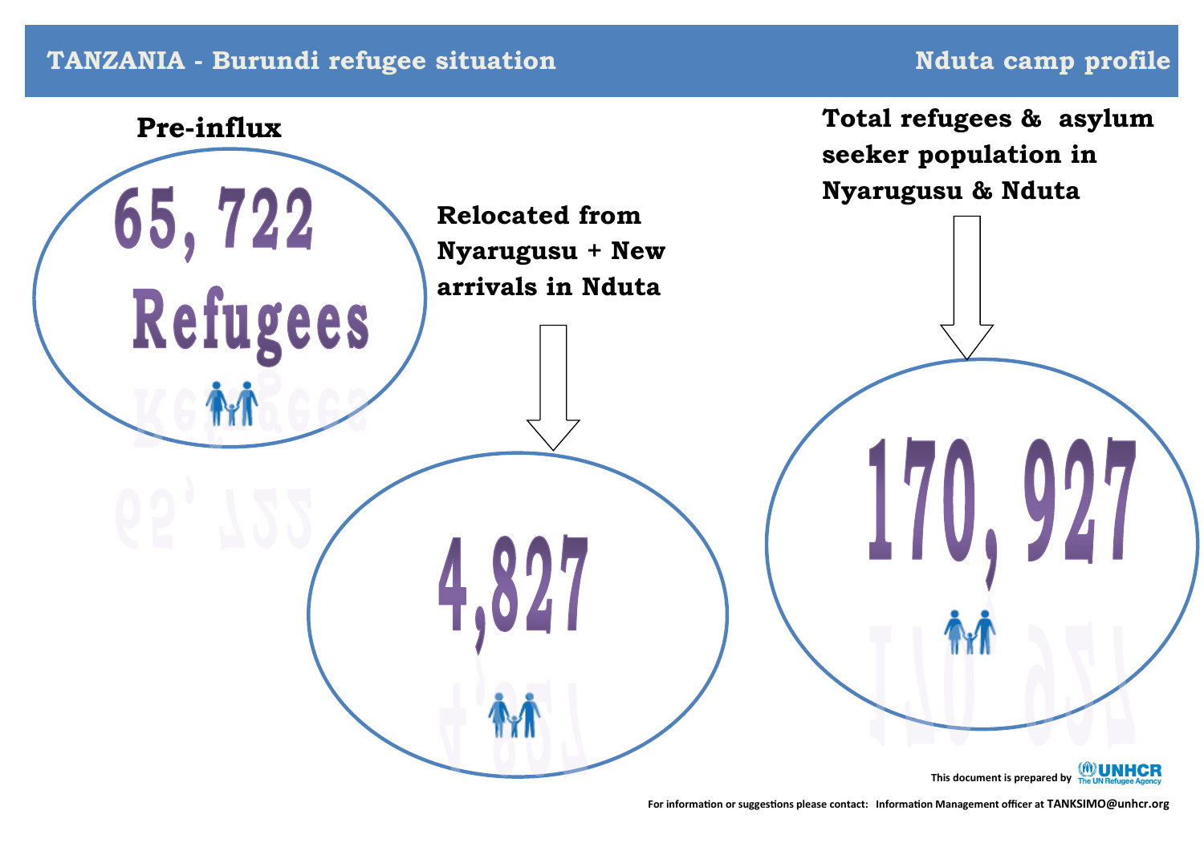# TANZANIA - Burundi refugee situation

## Nduta camp profile

**Pre-influx**

65, 722

Refugees

**Relocated from Nyarugusu + New arrivals in Nduta**

4,827

**Total refugees & asylum seeker population in Nyarugusu & Nduta**

170, 927

This document is prepared by UNHCR The UN Refugee Agency

For information or suggestions please contact: Information Management officer at TANKSIMO@unhcr.org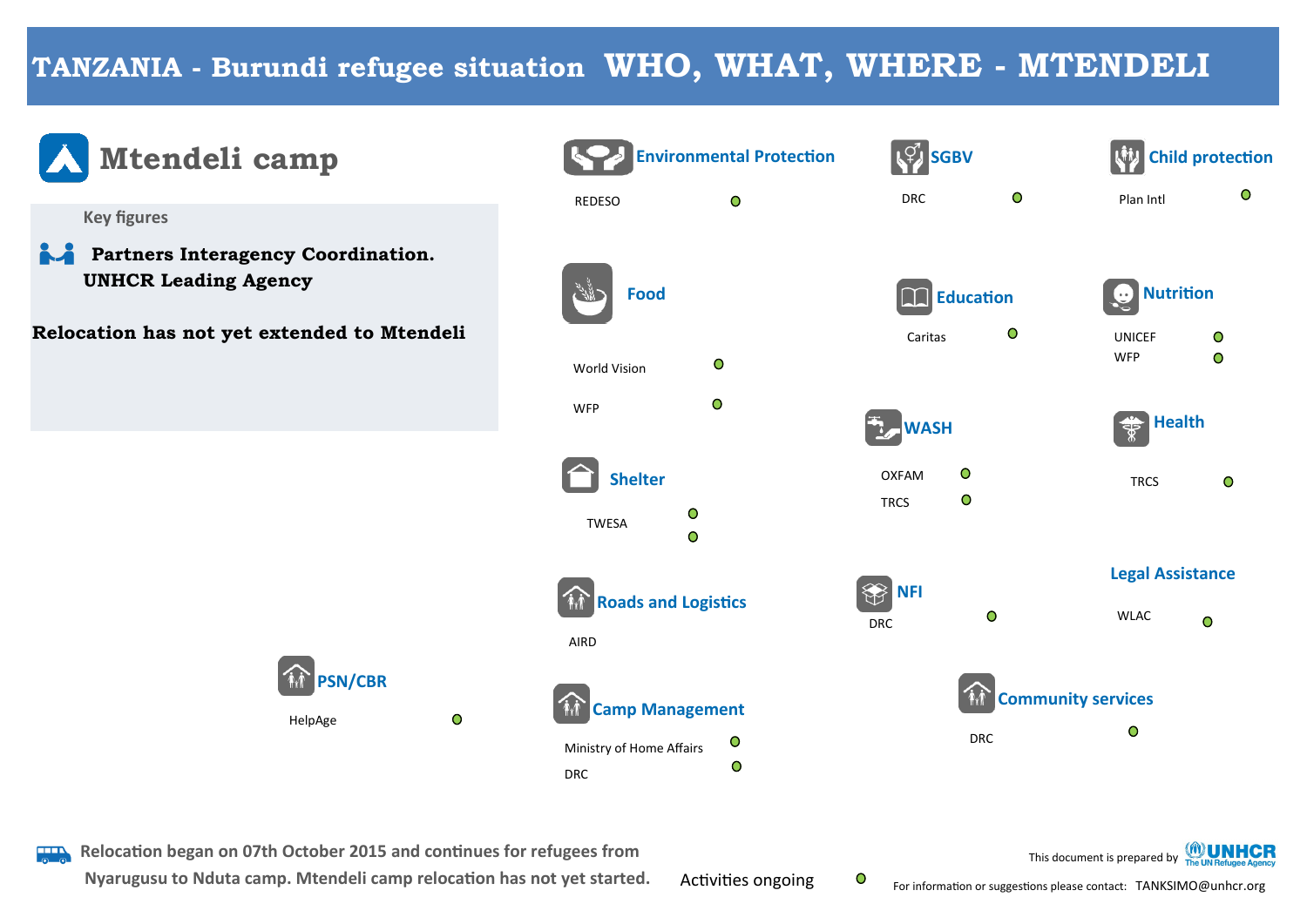# TANZANIA - Burundi refugee situation WHO, WHAT, WHERE - MTENDELI

## Mtendeli camp

Key figures

**Partners Interagency Coordination. UNHCR Leading Agency**

**Relocation has not yet extended to Mtendeli**

### Environmental Protection

REDESO

### SGBV

DRC

### Child protection

Plan Intl

### Food

World Vision

WFP

### Education

Caritas

### Nutrition

UNICEF

WFP

### WASH

OXFAM

TRCS

### Health

TRCS

### Shelter

TWESA

### Roads and Logistics

AIRD

### NFI

DRC

### Legal Assistance

WLAC

### PSN/CBR

HelpAge

### Camp Management

Ministry of Home Affairs

DRC

### Community services

DRC

**Relocation began on 07th October 2015 and continues for refugees from Nyarugusu to Nduta camp. Mtendeli camp relocation has not yet started.**

Activities ongoing

This document is prepared by UNHCR The UN Refugee Agency

For information or suggestions please contact: TANKSIMO@unhcr.org